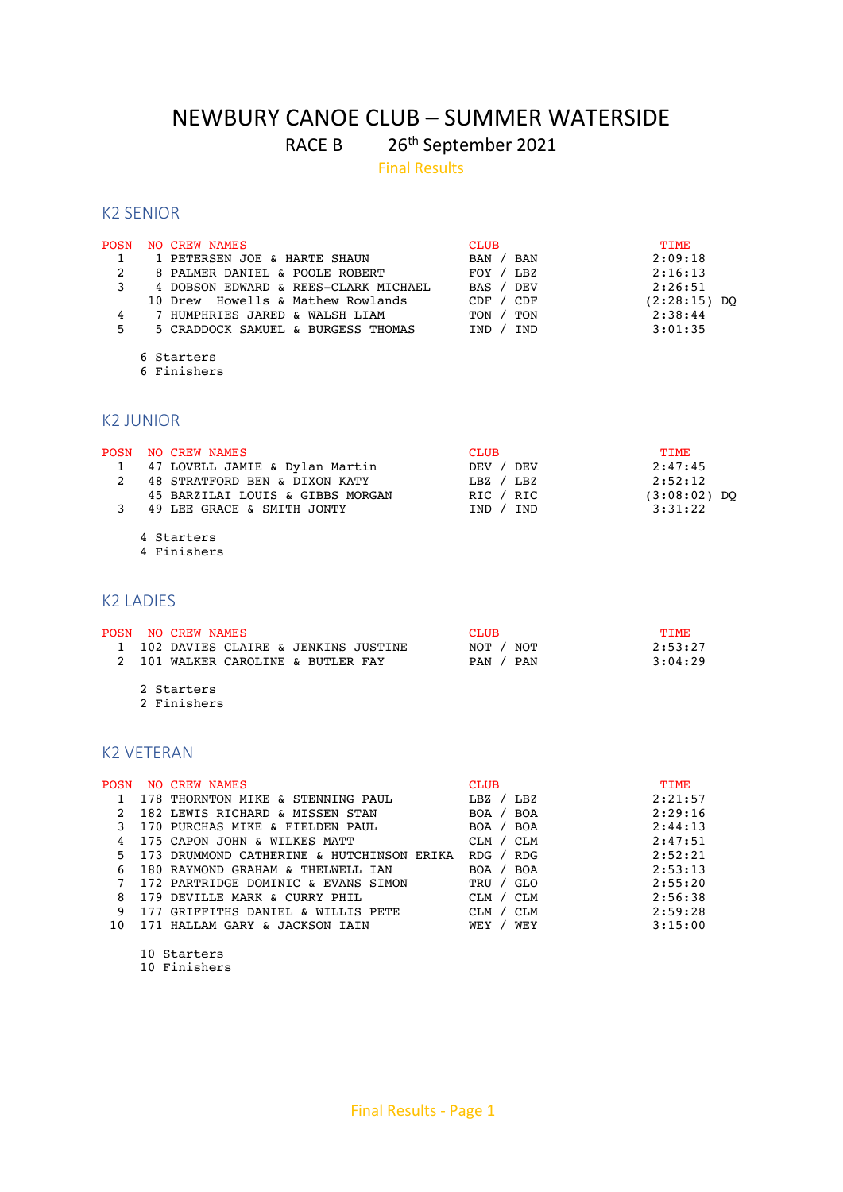# NEWBURY CANOE CLUB – SUMMER WATERSIDE

RACE B 26th September 2021

Final Results

## K2 SENIOR

| POSN | NO | CREW NAMES | CLUB | TIME |
|---|---|---|---|---|
| 1 | 1 | PETERSEN JOE & HARTE SHAUN | BAN / BAN | 2:09:18 |
| 2 | 8 | PALMER DANIEL & POOLE ROBERT | FOY / LBZ | 2:16:13 |
| 3 | 4 | DOBSON EDWARD & REES-CLARK MICHAEL | BAS / DEV | 2:26:51 |
| | 10 | Drew Howells & Mathew Rowlands | CDF / CDF | (2:28:15) DQ |
| 4 | 7 | HUMPHRIES JARED & WALSH LIAM | TON / TON | 2:38:44 |
| 5 | 5 | CRADDOCK SAMUEL & BURGESS THOMAS | IND / IND | 3:01:35 |

6 Starters
6 Finishers

## K2 JUNIOR

| POSN | NO | CREW NAMES | CLUB | TIME |
|---|---|---|---|---|
| 1 | 47 | LOVELL JAMIE & Dylan Martin | DEV / DEV | 2:47:45 |
| 2 | 48 | STRATFORD BEN & DIXON KATY | LBZ / LBZ | 2:52:12 |
| | 45 | BARZILAI LOUIS & GIBBS MORGAN | RIC / RIC | (3:08:02) DQ |
| 3 | 49 | LEE GRACE & SMITH JONTY | IND / IND | 3:31:22 |

4 Starters
4 Finishers

## K2 LADIES

| POSN | NO | CREW NAMES | CLUB | TIME |
|---|---|---|---|---|
| 1 | 102 | DAVIES CLAIRE & JENKINS JUSTINE | NOT / NOT | 2:53:27 |
| 2 | 101 | WALKER CAROLINE & BUTLER FAY | PAN / PAN | 3:04:29 |

2 Starters
2 Finishers

## K2 VETERAN

| POSN | NO | CREW NAMES | CLUB | TIME |
|---|---|---|---|---|
| 1 | 178 | THORNTON MIKE & STENNING PAUL | LBZ / LBZ | 2:21:57 |
| 2 | 182 | LEWIS RICHARD & MISSEN STAN | BOA / BOA | 2:29:16 |
| 3 | 170 | PURCHAS MIKE & FIELDEN PAUL | BOA / BOA | 2:44:13 |
| 4 | 175 | CAPON JOHN & WILKES MATT | CLM / CLM | 2:47:51 |
| 5 | 173 | DRUMMOND CATHERINE & HUTCHINSON ERIKA | RDG / RDG | 2:52:21 |
| 6 | 180 | RAYMOND GRAHAM & THELWELL IAN | BOA / BOA | 2:53:13 |
| 7 | 172 | PARTRIDGE DOMINIC & EVANS SIMON | TRU / GLO | 2:55:20 |
| 8 | 179 | DEVILLE MARK & CURRY PHIL | CLM / CLM | 2:56:38 |
| 9 | 177 | GRIFFITHS DANIEL & WILLIS PETE | CLM / CLM | 2:59:28 |
| 10 | 171 | HALLAM GARY & JACKSON IAIN | WEY / WEY | 3:15:00 |

10 Starters
10 Finishers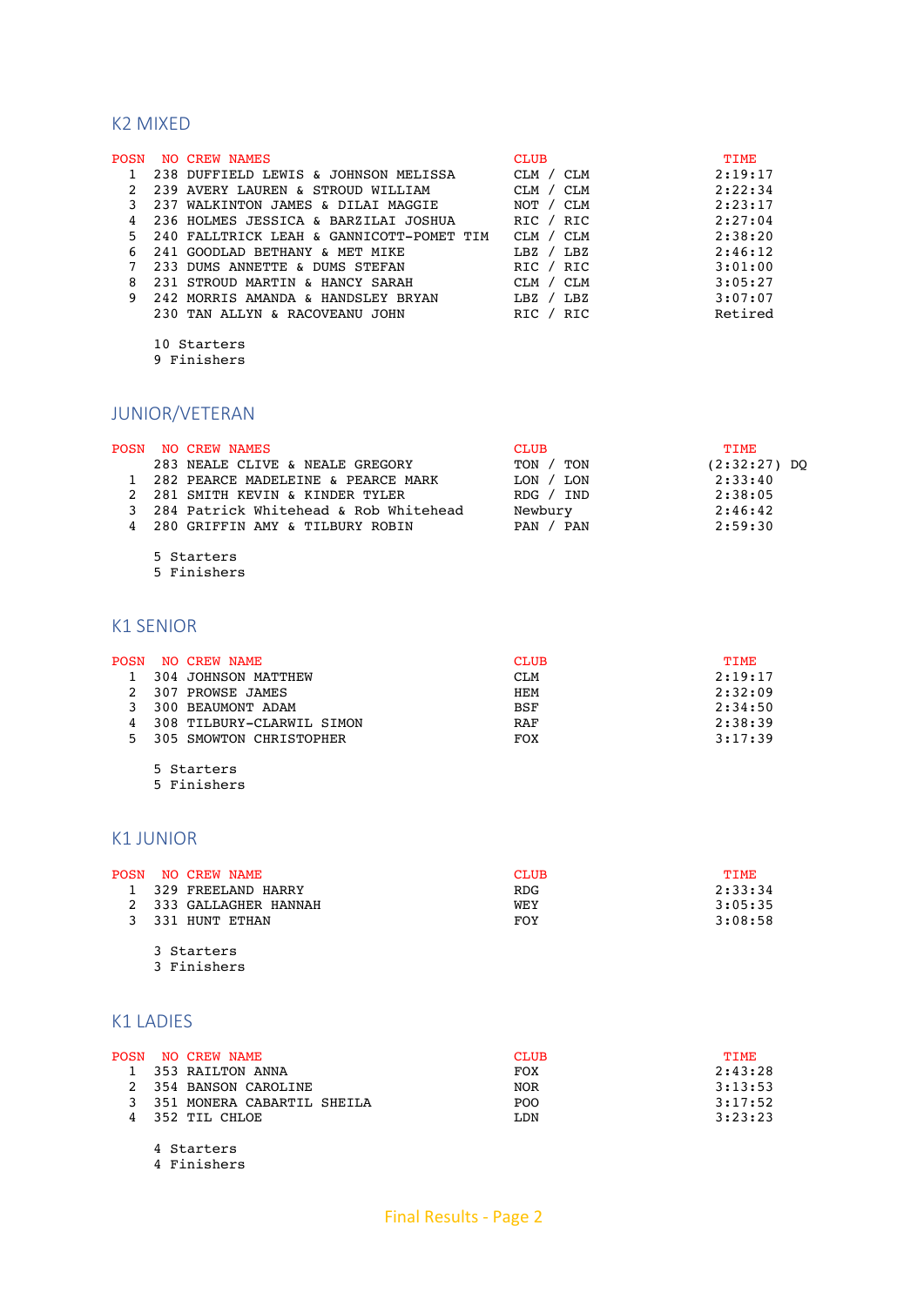## K2 MIXED

| POSN | NO | CREW NAMES | CLUB | TIME |
|---|---|---|---|---|
| 1 | 238 | DUFFIELD LEWIS & JOHNSON MELISSA | CLM / CLM | 2:19:17 |
| 2 | 239 | AVERY LAUREN & STROUD WILLIAM | CLM / CLM | 2:22:34 |
| 3 | 237 | WALKINTON JAMES & DILAI MAGGIE | NOT / CLM | 2:23:17 |
| 4 | 236 | HOLMES JESSICA & BARZILAI JOSHUA | RIC / RIC | 2:27:04 |
| 5 | 240 | FALLTRICK LEAH & GANNICOTT-POMET TIM | CLM / CLM | 2:38:20 |
| 6 | 241 | GOODLAD BETHANY & MET MIKE | LBZ / LBZ | 2:46:12 |
| 7 | 233 | DUMS ANNETTE & DUMS STEFAN | RIC / RIC | 3:01:00 |
| 8 | 231 | STROUD MARTIN & HANCY SARAH | CLM / CLM | 3:05:27 |
| 9 | 242 | MORRIS AMANDA & HANDSLEY BRYAN | LBZ / LBZ | 3:07:07 |
| | 230 | TAN ALLYN & RACOVEANU JOHN | RIC / RIC | Retired |

10 Starters
9 Finishers

## JUNIOR/VETERAN

| POSN | NO | CREW NAMES | CLUB | TIME |
|---|---|---|---|---|
| | 283 | NEALE CLIVE & NEALE GREGORY | TON / TON | (2:32:27) DQ |
| 1 | 282 | PEARCE MADELEINE & PEARCE MARK | LON / LON | 2:33:40 |
| 2 | 281 | SMITH KEVIN & KINDER TYLER | RDG / IND | 2:38:05 |
| 3 | 284 | Patrick Whitehead & Rob Whitehead | Newbury | 2:46:42 |
| 4 | 280 | GRIFFIN AMY & TILBURY ROBIN | PAN / PAN | 2:59:30 |

5 Starters
5 Finishers

## K1 SENIOR

| POSN | NO | CREW NAME | CLUB | TIME |
|---|---|---|---|---|
| 1 | 304 | JOHNSON MATTHEW | CLM | 2:19:17 |
| 2 | 307 | PROWSE JAMES | HEM | 2:32:09 |
| 3 | 300 | BEAUMONT ADAM | BSF | 2:34:50 |
| 4 | 308 | TILBURY-CLARWIL SIMON | RAF | 2:38:39 |
| 5 | 305 | SMOWTON CHRISTOPHER | FOX | 3:17:39 |

5 Starters
5 Finishers

## K1 JUNIOR

| POSN | NO | CREW NAME | CLUB | TIME |
|---|---|---|---|---|
| 1 | 329 | FREELAND HARRY | RDG | 2:33:34 |
| 2 | 333 | GALLAGHER HANNAH | WEY | 3:05:35 |
| 3 | 331 | HUNT ETHAN | FOY | 3:08:58 |

3 Starters
3 Finishers

## K1 LADIES

| POSN | NO | CREW NAME | CLUB | TIME |
|---|---|---|---|---|
| 1 | 353 | RAILTON ANNA | FOX | 2:43:28 |
| 2 | 354 | BANSON CAROLINE | NOR | 3:13:53 |
| 3 | 351 | MONERA CABARTIL SHEILA | POO | 3:17:52 |
| 4 | 352 | TIL CHLOE | LDN | 3:23:23 |

4 Starters
4 Finishers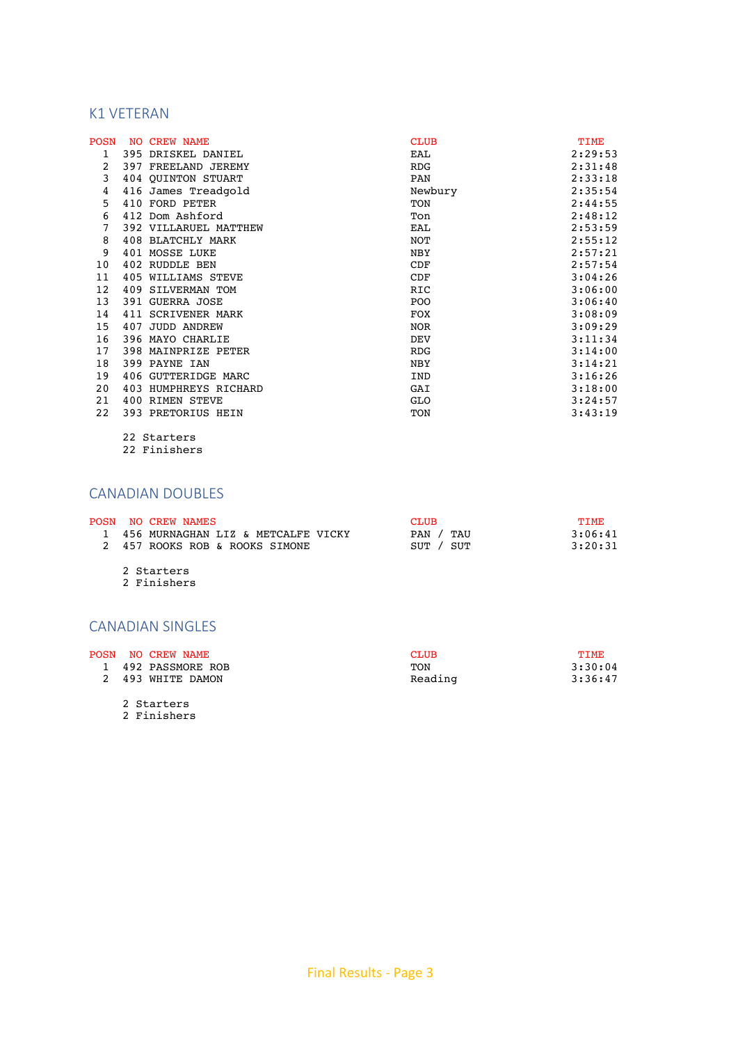## K1 VETERAN

| POSN | NO | CREW NAME | CLUB | TIME |
|---|---|---|---|---|
| 1 | 395 | DRISKEL DANIEL | EAL | 2:29:53 |
| 2 | 397 | FREELAND JEREMY | RDG | 2:31:48 |
| 3 | 404 | QUINTON STUART | PAN | 2:33:18 |
| 4 | 416 | James Treadgold | Newbury | 2:35:54 |
| 5 | 410 | FORD PETER | TON | 2:44:55 |
| 6 | 412 | Dom Ashford | Ton | 2:48:12 |
| 7 | 392 | VILLARUEL MATTHEW | EAL | 2:53:59 |
| 8 | 408 | BLATCHLY MARK | NOT | 2:55:12 |
| 9 | 401 | MOSSE LUKE | NBY | 2:57:21 |
| 10 | 402 | RUDDLE BEN | CDF | 2:57:54 |
| 11 | 405 | WILLIAMS STEVE | CDF | 3:04:26 |
| 12 | 409 | SILVERMAN TOM | RIC | 3:06:00 |
| 13 | 391 | GUERRA JOSE | POO | 3:06:40 |
| 14 | 411 | SCRIVENER MARK | FOX | 3:08:09 |
| 15 | 407 | JUDD ANDREW | NOR | 3:09:29 |
| 16 | 396 | MAYO CHARLIE | DEV | 3:11:34 |
| 17 | 398 | MAINPRIZE PETER | RDG | 3:14:00 |
| 18 | 399 | PAYNE IAN | NBY | 3:14:21 |
| 19 | 406 | GUTTERIDGE MARC | IND | 3:16:26 |
| 20 | 403 | HUMPHREYS RICHARD | GAI | 3:18:00 |
| 21 | 400 | RIMEN STEVE | GLO | 3:24:57 |
| 22 | 393 | PRETORIUS HEIN | TON | 3:43:19 |

22 Starters
22 Finishers

## CANADIAN DOUBLES

| POSN | NO | CREW NAMES | CLUB | TIME |
|---|---|---|---|---|
| 1 | 456 | MURNAGHAN LIZ & METCALFE VICKY | PAN / TAU | 3:06:41 |
| 2 | 457 | ROOKS ROB & ROOKS SIMONE | SUT / SUT | 3:20:31 |

2 Starters
2 Finishers

## CANADIAN SINGLES

| POSN | NO | CREW NAME | CLUB | TIME |
|---|---|---|---|---|
| 1 | 492 | PASSMORE ROB | TON | 3:30:04 |
| 2 | 493 | WHITE DAMON | Reading | 3:36:47 |

2 Starters
2 Finishers